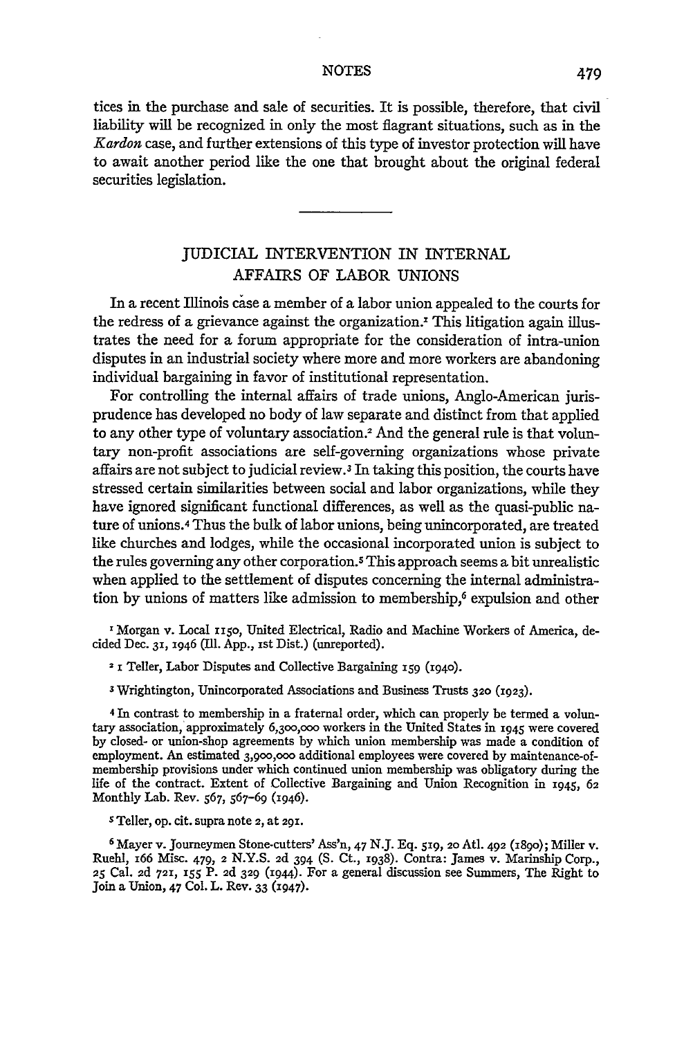tices in the purchase and sale of securities. It is possible, therefore, that civil liability will be recognized in only the most flagrant situations, such as in the *Kardon* case, and further extensions of this type of investor protection will have to await another period like the one that brought about the original federal securities legislation.

---

## JUDICIAL INTERVENTION IN INTERNAL AFFAIRS OF LABOR UNIONS

In a recent Illinois case a member of a labor union appealed to the courts for the redress of a grievance against the organization.[1] This litigation again illustrates the need for a forum appropriate for the consideration of intra-union disputes in an industrial society where more and more workers are abandoning individual bargaining in favor of institutional representation.

For controlling the internal affairs of trade unions, Anglo-American jurisprudence has developed no body of law separate and distinct from that applied to any other type of voluntary association.[2] And the general rule is that voluntary non-profit associations are self-governing organizations whose private affairs are not subject to judicial review.[3] In taking this position, the courts have stressed certain similarities between social and labor organizations, while they have ignored significant functional differences, as well as the quasi-public nature of unions.[4] Thus the bulk of labor unions, being unincorporated, are treated like churches and lodges, while the occasional incorporated union is subject to the rules governing any other corporation.[5] This approach seems a bit unrealistic when applied to the settlement of disputes concerning the internal administration by unions of matters like admission to membership,[6] expulsion and other

[1] Morgan v. Local 1150, United Electrical, Radio and Machine Workers of America, decided Dec. 31, 1946 (Ill. App., 1st Dist.) (unreported).

[2] 1 Teller, Labor Disputes and Collective Bargaining 159 (1940).

[3] Wrightington, Unincorporated Associations and Business Trusts 320 (1923).

[4] In contrast to membership in a fraternal order, which can properly be termed a voluntary association, approximately 6,300,000 workers in the United States in 1945 were covered by closed- or union-shop agreements by which union membership was made a condition of employment. An estimated 3,900,000 additional employees were covered by maintenance-of-membership provisions under which continued union membership was obligatory during the life of the contract. Extent of Collective Bargaining and Union Recognition in 1945, 62 Monthly Lab. Rev. 567, 567–69 (1946).

[5] Teller, op. cit. supra note 2, at 291.

[6] Mayer v. Journeymen Stone-cutters' Ass'n, 47 N.J. Eq. 519, 20 Atl. 492 (1890); Miller v. Ruehl, 166 Misc. 479, 2 N.Y.S. 2d 394 (S. Ct., 1938). Contra: James v. Marinship Corp., 25 Cal. 2d 721, 155 P. 2d 329 (1944). For a general discussion see Summers, The Right to Join a Union, 47 Col. L. Rev. 33 (1947).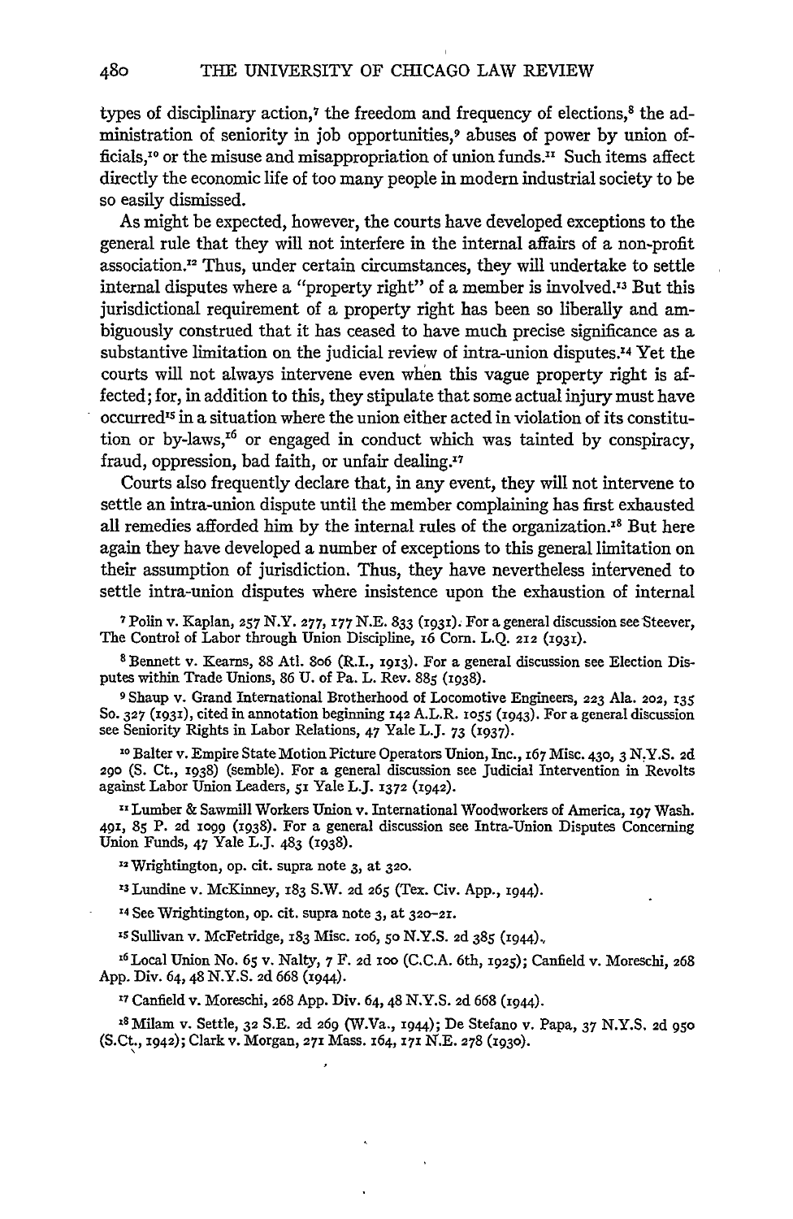types of disciplinary action,[7] the freedom and frequency of elections,[8] the administration of seniority in job opportunities,[9] abuses of power by union officials,[10] or the misuse and misappropriation of union funds.[11] Such items affect directly the economic life of too many people in modern industrial society to be so easily dismissed.

As might be expected, however, the courts have developed exceptions to the general rule that they will not interfere in the internal affairs of a non-profit association.[12] Thus, under certain circumstances, they will undertake to settle internal disputes where a "property right" of a member is involved.[13] But this jurisdictional requirement of a property right has been so liberally and ambiguously construed that it has ceased to have much precise significance as a substantive limitation on the judicial review of intra-union disputes.[14] Yet the courts will not always intervene even when this vague property right is affected; for, in addition to this, they stipulate that some actual injury must have occurred[15] in a situation where the union either acted in violation of its constitution or by-laws,[16] or engaged in conduct which was tainted by conspiracy, fraud, oppression, bad faith, or unfair dealing.[17]

Courts also frequently declare that, in any event, they will not intervene to settle an intra-union dispute until the member complaining has first exhausted all remedies afforded him by the internal rules of the organization.[18] But here again they have developed a number of exceptions to this general limitation on their assumption of jurisdiction. Thus, they have nevertheless intervened to settle intra-union disputes where insistence upon the exhaustion of internal

[7] Polin v. Kaplan, 257 N.Y. 277, 177 N.E. 833 (1931). For a general discussion see Steever, The Control of Labor through Union Discipline, 16 Corn. L.Q. 212 (1931).

[8] Bennett v. Kearns, 88 Atl. 806 (R.I., 1913). For a general discussion see Election Disputes within Trade Unions, 86 U. of Pa. L. Rev. 885 (1938).

[9] Shaup v. Grand International Brotherhood of Locomotive Engineers, 223 Ala. 202, 135 So. 327 (1931), cited in annotation beginning 142 A.L.R. 1055 (1943). For a general discussion see Seniority Rights in Labor Relations, 47 Yale L.J. 73 (1937).

[10] Balter v. Empire State Motion Picture Operators Union, Inc., 167 Misc. 430, 3 N.Y.S. 2d 290 (S. Ct., 1938) (semble). For a general discussion see Judicial Intervention in Revolts against Labor Union Leaders, 51 Yale L.J. 1372 (1942).

[11] Lumber & Sawmill Workers Union v. International Woodworkers of America, 197 Wash. 491, 85 P. 2d 1099 (1938). For a general discussion see Intra-Union Disputes Concerning Union Funds, 47 Yale L.J. 483 (1938).

[12] Wrightington, op. cit. supra note 3, at 320.

[13] Lundine v. McKinney, 183 S.W. 2d 265 (Tex. Civ. App., 1944).

[14] See Wrightington, op. cit. supra note 3, at 320–21.

[15] Sullivan v. McFetridge, 183 Misc. 106, 50 N.Y.S. 2d 385 (1944).

[16] Local Union No. 65 v. Nalty, 7 F. 2d 100 (C.C.A. 6th, 1925); Canfield v. Moreschi, 268 App. Div. 64, 48 N.Y.S. 2d 668 (1944).

[17] Canfield v. Moreschi, 268 App. Div. 64, 48 N.Y.S. 2d 668 (1944).

[18] Milam v. Settle, 32 S.E. 2d 269 (W.Va., 1944); De Stefano v. Papa, 37 N.Y.S. 2d 950 (S.Ct., 1942); Clark v. Morgan, 271 Mass. 164, 171 N.E. 278 (1930).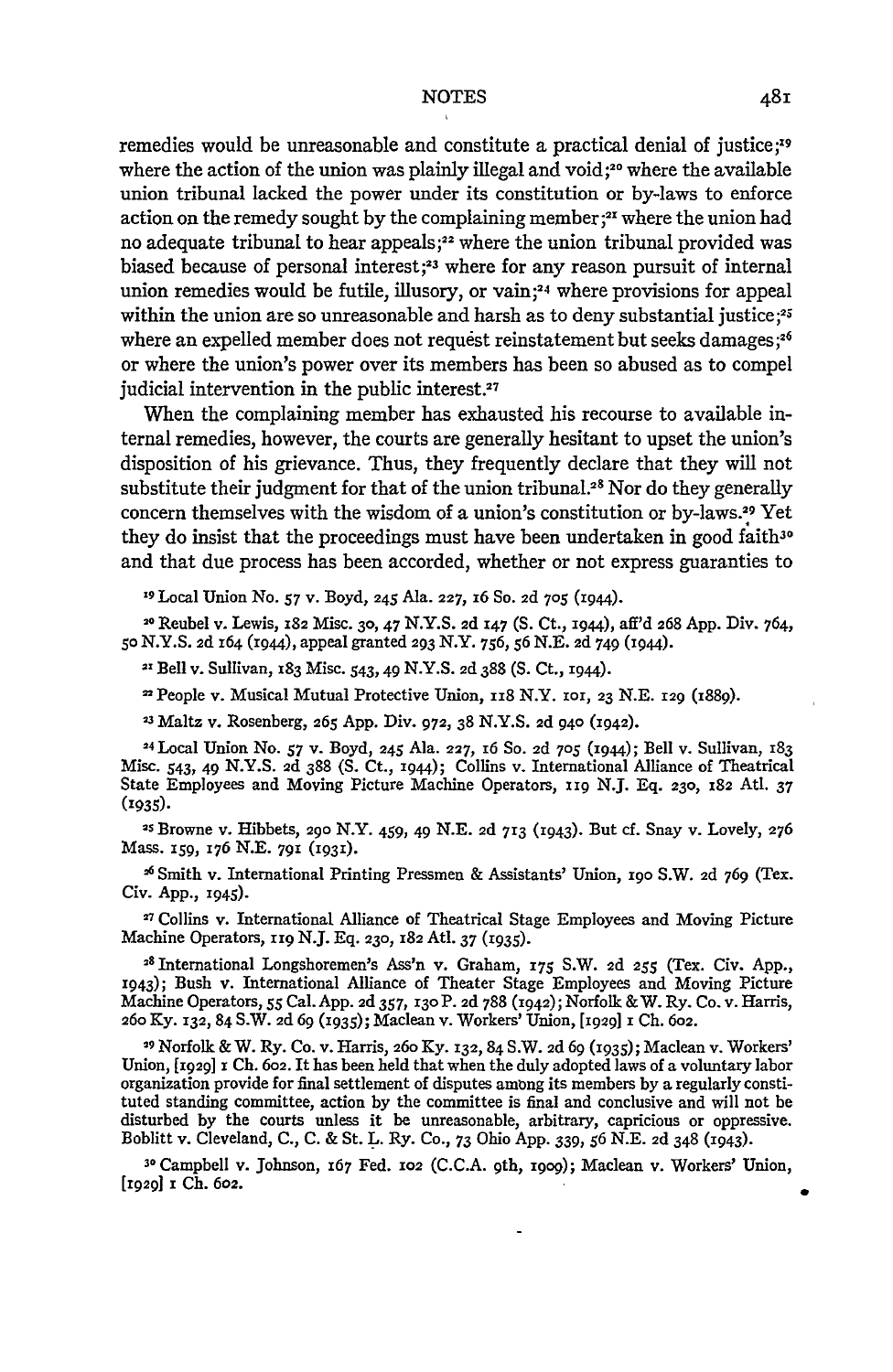remedies would be unreasonable and constitute a practical denial of justice;[19] where the action of the union was plainly illegal and void;[20] where the available union tribunal lacked the power under its constitution or by-laws to enforce action on the remedy sought by the complaining member;[21] where the union had no adequate tribunal to hear appeals;[22] where the union tribunal provided was biased because of personal interest;[23] where for any reason pursuit of internal union remedies would be futile, illusory, or vain;[24] where provisions for appeal within the union are so unreasonable and harsh as to deny substantial justice;[25] where an expelled member does not request reinstatement but seeks damages;[26] or where the union's power over its members has been so abused as to compel judicial intervention in the public interest.[27]

When the complaining member has exhausted his recourse to available internal remedies, however, the courts are generally hesitant to upset the union's disposition of his grievance. Thus, they frequently declare that they will not substitute their judgment for that of the union tribunal.[28] Nor do they generally concern themselves with the wisdom of a union's constitution or by-laws.[29] Yet they do insist that the proceedings must have been undertaken in good faith[30] and that due process has been accorded, whether or not express guaranties to

[19] Local Union No. 57 v. Boyd, 245 Ala. 227, 16 So. 2d 705 (1944).

[20] Reubel v. Lewis, 182 Misc. 30, 47 N.Y.S. 2d 147 (S. Ct., 1944), aff'd 268 App. Div. 764, 50 N.Y.S. 2d 164 (1944), appeal granted 293 N.Y. 756, 56 N.E. 2d 749 (1944).

[21] Bell v. Sullivan, 183 Misc. 543, 49 N.Y.S. 2d 388 (S. Ct., 1944).

[22] People v. Musical Mutual Protective Union, 118 N.Y. 101, 23 N.E. 129 (1889).

[23] Maltz v. Rosenberg, 265 App. Div. 972, 38 N.Y.S. 2d 940 (1942).

[24] Local Union No. 57 v. Boyd, 245 Ala. 227, 16 So. 2d 705 (1944); Bell v. Sullivan, 183 Misc. 543, 49 N.Y.S. 2d 388 (S. Ct., 1944); Collins v. International Alliance of Theatrical State Employees and Moving Picture Machine Operators, 119 N.J. Eq. 230, 182 Atl. 37 (1935).

[25] Browne v. Hibbets, 290 N.Y. 459, 49 N.E. 2d 713 (1943). But cf. Snay v. Lovely, 276 Mass. 159, 176 N.E. 791 (1931).

[26] Smith v. International Printing Pressmen & Assistants' Union, 190 S.W. 2d 769 (Tex. Civ. App., 1945).

[27] Collins v. International Alliance of Theatrical Stage Employees and Moving Picture Machine Operators, 119 N.J. Eq. 230, 182 Atl. 37 (1935).

[28] International Longshoremen's Ass'n v. Graham, 175 S.W. 2d 255 (Tex. Civ. App., 1943); Bush v. International Alliance of Theater Stage Employees and Moving Picture Machine Operators, 55 Cal. App. 2d 357, 130 P. 2d 788 (1942); Norfolk & W. Ry. Co. v. Harris, 260 Ky. 132, 84 S.W. 2d 69 (1935); Maclean v. Workers' Union, [1929] 1 Ch. 602.

[29] Norfolk & W. Ry. Co. v. Harris, 260 Ky. 132, 84 S.W. 2d 69 (1935); Maclean v. Workers' Union, [1929] 1 Ch. 602. It has been held that when the duly adopted laws of a voluntary labor organization provide for final settlement of disputes among its members by a regularly constituted standing committee, action by the committee is final and conclusive and will not be disturbed by the courts unless it be unreasonable, arbitrary, capricious or oppressive. Boblitt v. Cleveland, C., C. & St. L. Ry. Co., 73 Ohio App. 339, 56 N.E. 2d 348 (1943).

[30] Campbell v. Johnson, 167 Fed. 102 (C.C.A. 9th, 1909); Maclean v. Workers' Union, [1929] 1 Ch. 602.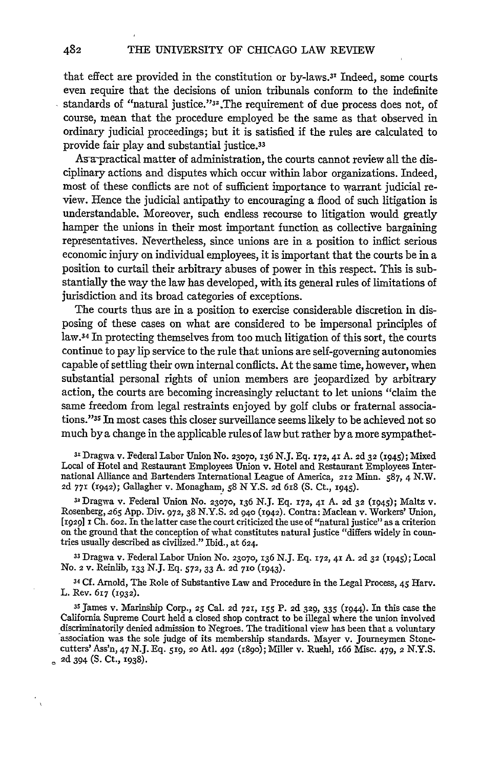that effect are provided in the constitution or by-laws.[31] Indeed, some courts even require that the decisions of union tribunals conform to the indefinite standards of "natural justice."[32] The requirement of due process does not, of course, mean that the procedure employed be the same as that observed in ordinary judicial proceedings; but it is satisfied if the rules are calculated to provide fair play and substantial justice.[33]

As a practical matter of administration, the courts cannot review all the disciplinary actions and disputes which occur within labor organizations. Indeed, most of these conflicts are not of sufficient importance to warrant judicial review. Hence the judicial antipathy to encouraging a flood of such litigation is understandable. Moreover, such endless recourse to litigation would greatly hamper the unions in their most important function as collective bargaining representatives. Nevertheless, since unions are in a position to inflict serious economic injury on individual employees, it is important that the courts be in a position to curtail their arbitrary abuses of power in this respect. This is substantially the way the law has developed, with its general rules of limitations of jurisdiction and its broad categories of exceptions.

The courts thus are in a position to exercise considerable discretion in disposing of these cases on what are considered to be impersonal principles of law.[34] In protecting themselves from too much litigation of this sort, the courts continue to pay lip service to the rule that unions are self-governing autonomies capable of settling their own internal conflicts. At the same time, however, when substantial personal rights of union members are jeopardized by arbitrary action, the courts are becoming increasingly reluctant to let unions "claim the same freedom from legal restraints enjoyed by golf clubs or fraternal associations."[35] In most cases this closer surveillance seems likely to be achieved not so much by a change in the applicable rules of law but rather by a more sympathet-

[31] Dragwa v. Federal Labor Union No. 23070, 136 N.J. Eq. 172, 41 A. 2d 32 (1945); Mixed Local of Hotel and Restaurant Employees Union v. Hotel and Restaurant Employees International Alliance and Bartenders International League of America, 212 Minn. 587, 4 N.W. 2d 771 (1942); Gallagher v. Monagham, 58 N Y.S. 2d 618 (S. Ct., 1945).

[32] Dragwa v. Federal Union No. 23070, 136 N.J. Eq. 172, 41 A. 2d 32 (1945); Maltz v. Rosenberg, 265 App. Div. 972, 38 N.Y.S. 2d 940 (1942). Contra: Maclean v. Workers' Union, [1929] 1 Ch. 602. In the latter case the court criticized the use of "natural justice" as a criterion on the ground that the conception of what constitutes natural justice "differs widely in countries usually described as civilized." Ibid., at 624.

[33] Dragwa v. Federal Labor Union No. 23070, 136 N.J. Eq. 172, 41 A. 2d 32 (1945); Local No. 2 v. Reinlib, 133 N.J. Eq. 572, 33 A. 2d 710 (1943).

[34] Cf. Arnold, The Role of Substantive Law and Procedure in the Legal Process, 45 Harv. L. Rev. 617 (1932).

[35] James v. Marinship Corp., 25 Cal. 2d 721, 155 P. 2d 329, 335 (1944). In this case the California Supreme Court held a closed shop contract to be illegal where the union involved discriminatorily denied admission to Negroes. The traditional view has been that a voluntary association was the sole judge of its membership standards. Mayer v. Journeymen Stonecutters' Ass'n, 47 N.J. Eq. 519, 20 Atl. 492 (1890); Miller v. Ruehl, 166 Misc. 479, 2 N.Y.S. 2d 394 (S. Ct., 1938).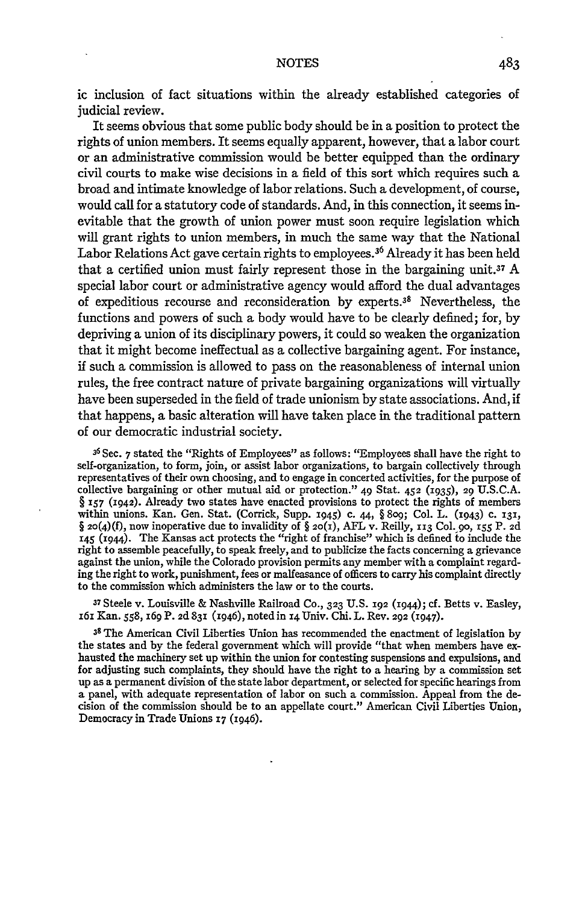ic inclusion of fact situations within the already established categories of judicial review.

It seems obvious that some public body should be in a position to protect the rights of union members. It seems equally apparent, however, that a labor court or an administrative commission would be better equipped than the ordinary civil courts to make wise decisions in a field of this sort which requires such a broad and intimate knowledge of labor relations. Such a development, of course, would call for a statutory code of standards. And, in this connection, it seems inevitable that the growth of union power must soon require legislation which will grant rights to union members, in much the same way that the National Labor Relations Act gave certain rights to employees.[36] Already it has been held that a certified union must fairly represent those in the bargaining unit.[37] A special labor court or administrative agency would afford the dual advantages of expeditious recourse and reconsideration by experts.[38] Nevertheless, the functions and powers of such a body would have to be clearly defined; for, by depriving a union of its disciplinary powers, it could so weaken the organization that it might become ineffectual as a collective bargaining agent. For instance, if such a commission is allowed to pass on the reasonableness of internal union rules, the free contract nature of private bargaining organizations will virtually have been superseded in the field of trade unionism by state associations. And, if that happens, a basic alteration will have taken place in the traditional pattern of our democratic industrial society.

[36] Sec. 7 stated the "Rights of Employees" as follows: "Employees shall have the right to self-organization, to form, join, or assist labor organizations, to bargain collectively through representatives of their own choosing, and to engage in concerted activities, for the purpose of collective bargaining or other mutual aid or protection." 49 Stat. 452 (1935), 29 U.S.C.A. § 157 (1942). Already two states have enacted provisions to protect the rights of members within unions. Kan. Gen. Stat. (Corrick, Supp. 1945) c. 44, § 809; Col. L. (1943) c. 131, § 20(4)(f), now inoperative due to invalidity of § 20(1), AFL v. Reilly, 113 Col. 90, 155 P. 2d 145 (1944). The Kansas act protects the "right of franchise" which is defined to include the right to assemble peacefully, to speak freely, and to publicize the facts concerning a grievance against the union, while the Colorado provision permits any member with a complaint regarding the right to work, punishment, fees or malfeasance of officers to carry his complaint directly to the commission which administers the law or to the courts.

[37] Steele v. Louisville & Nashville Railroad Co., 323 U.S. 192 (1944); cf. Betts v. Easley, 161 Kan. 558, 169 P. 2d 831 (1946), noted in 14 Univ. Chi. L. Rev. 292 (1947).

[38] The American Civil Liberties Union has recommended the enactment of legislation by the states and by the federal government which will provide "that when members have exhausted the machinery set up within the union for contesting suspensions and expulsions, and for adjusting such complaints, they should have the right to a hearing by a commission set up as a permanent division of the state labor department, or selected for specific hearings from a panel, with adequate representation of labor on such a commission. Appeal from the decision of the commission should be to an appellate court." American Civil Liberties Union, Democracy in Trade Unions 17 (1946).